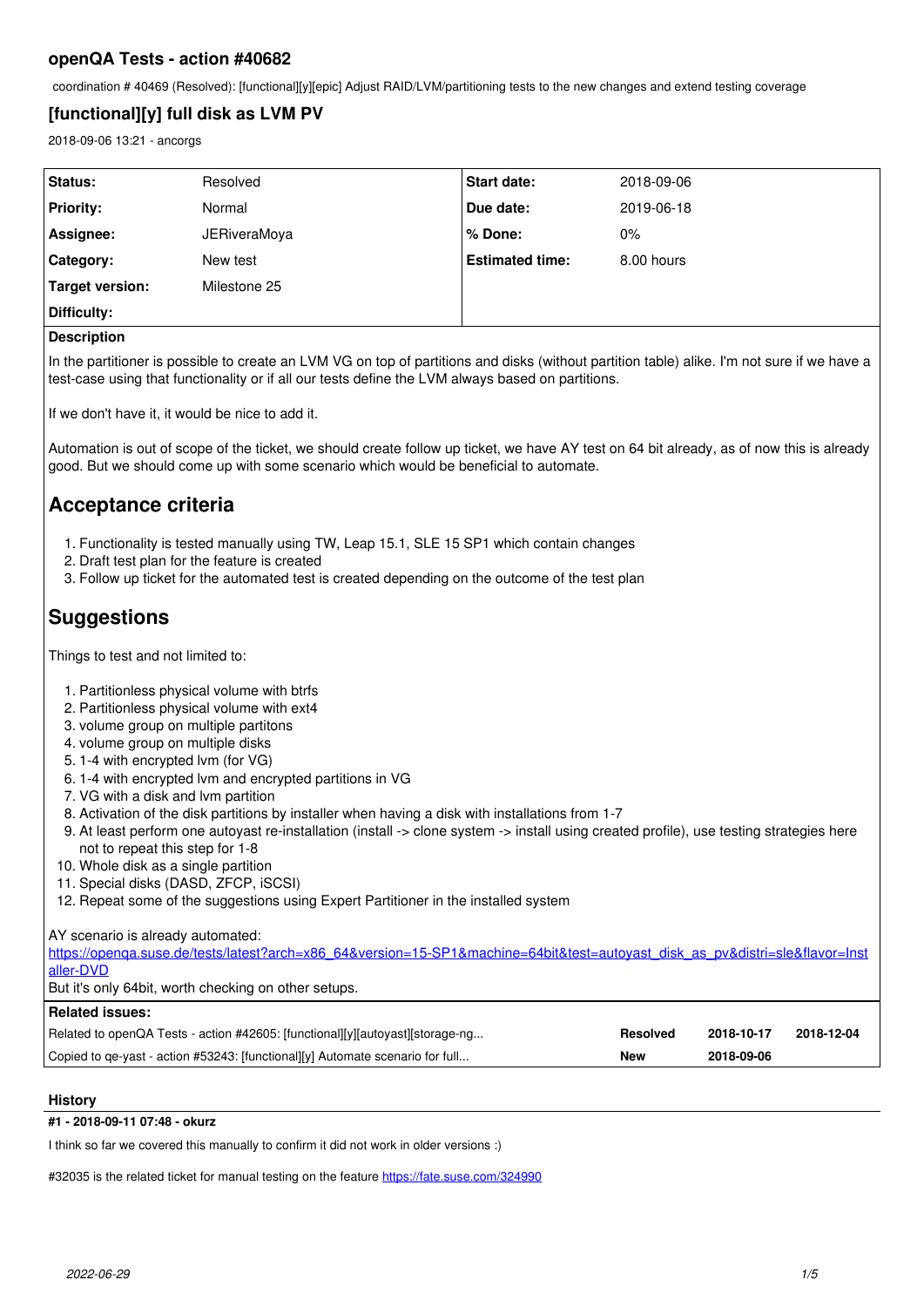## openQA Tests - action #40682

coordination # 40469 (Resolved): [functional][y][epic] Adjust RAID/LVM/partitioning tests to the new changes and extend testing coverage

## [functional][y] full disk as LVM PV

2018-09-06 13:21 - ancorgs

| | | | |
|---|---|---|---|
| **Status:** | Resolved | **Start date:** | 2018-09-06 |
| **Priority:** | Normal | **Due date:** | 2019-06-18 |
| **Assignee:** | JERiveraMoya | **% Done:** | 0% |
| **Category:** | New test | **Estimated time:** | 8.00 hours |
| **Target version:** | Milestone 25 | | |
| **Difficulty:** | | | |

**Description**

In the partitioner is possible to create an LVM VG on top of partitions and disks (without partition table) alike. I'm not sure if we have a test-case using that functionality or if all our tests define the LVM always based on partitions.

If we don't have it, it would be nice to add it.

Automation is out of scope of the ticket, we should create follow up ticket, we have AY test on 64 bit already, as of now this is already good. But we should come up with some scenario which would be beneficial to automate.

## Acceptance criteria

1. Functionality is tested manually using TW, Leap 15.1, SLE 15 SP1 which contain changes
2. Draft test plan for the feature is created
3. Follow up ticket for the automated test is created depending on the outcome of the test plan

## Suggestions

Things to test and not limited to:

1. Partitionless physical volume with btrfs
2. Partitionless physical volume with ext4
3. volume group on multiple partitons
4. volume group on multiple disks
5. 1-4 with encrypted lvm (for VG)
6. 1-4 with encrypted lvm and encrypted partitions in VG
7. VG with a disk and lvm partition
8. Activation of the disk partitions by installer when having a disk with installations from 1-7
9. At least perform one autoyast re-installation (install -> clone system -> install using created profile), use testing strategies here not to repeat this step for 1-8
10. Whole disk as a single partition
11. Special disks (DASD, ZFCP, iSCSI)
12. Repeat some of the suggestions using Expert Partitioner in the installed system

AY scenario is already automated:
https://openqa.suse.de/tests/latest?arch=x86_64&version=15-SP1&machine=64bit&test=autoyast_disk_as_pv&distri=sle&flavor=Installer-DVD
But it's only 64bit, worth checking on other setups.

**Related issues:**

| | | | |
|---|---|---|---|
| Related to openQA Tests - action #42605: [functional][y][autoyast][storage-ng... | **Resolved** | **2018-10-17** | **2018-12-04** |
| Copied to qe-yast - action #53243: [functional][y] Automate scenario for full... | **New** | **2018-09-06** | |

**History**

**#1 - 2018-09-11 07:48 - okurz**

I think so far we covered this manually to confirm it did not work in older versions :)

#32035 is the related ticket for manual testing on the feature https://fate.suse.com/324990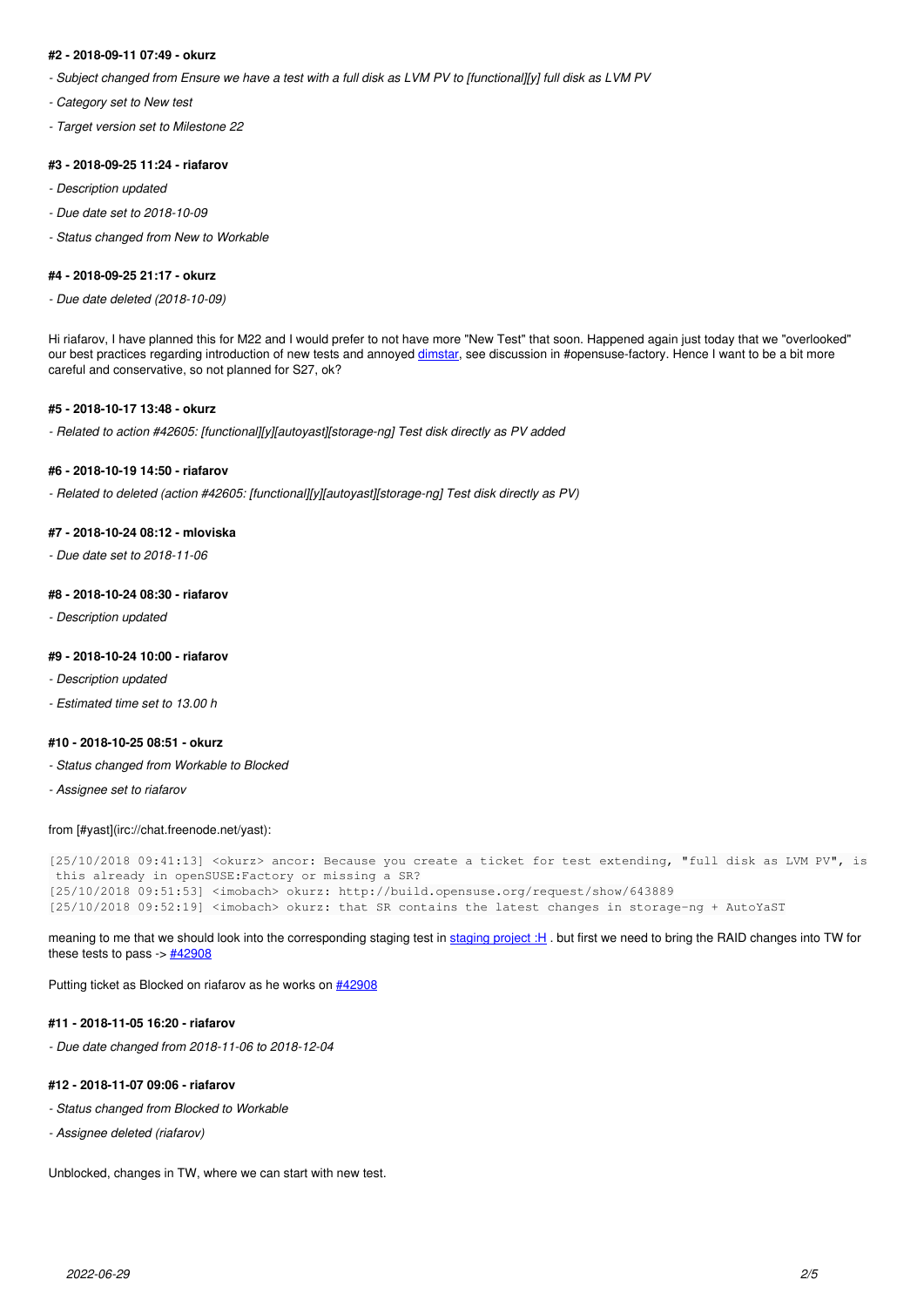#### #2 - 2018-09-11 07:49 - okurz

- *Subject changed from Ensure we have a test with a full disk as LVM PV to [functional][y] full disk as LVM PV*
- *Category set to New test*
- *Target version set to Milestone 22*

#### #3 - 2018-09-25 11:24 - riafarov

- *Description updated*
- *Due date set to 2018-10-09*
- *Status changed from New to Workable*

#### #4 - 2018-09-25 21:17 - okurz

- *Due date deleted (2018-10-09)*

Hi riafarov, I have planned this for M22 and I would prefer to not have more "New Test" that soon. Happened again just today that we "overlooked" our best practices regarding introduction of new tests and annoyed dimstar, see discussion in #opensuse-factory. Hence I want to be a bit more careful and conservative, so not planned for S27, ok?

#### #5 - 2018-10-17 13:48 - okurz

- *Related to action #42605: [functional][y][autoyast][storage-ng] Test disk directly as PV added*

#### #6 - 2018-10-19 14:50 - riafarov

- *Related to deleted (action #42605: [functional][y][autoyast][storage-ng] Test disk directly as PV)*

#### #7 - 2018-10-24 08:12 - mloviska

- *Due date set to 2018-11-06*

#### #8 - 2018-10-24 08:30 - riafarov

- *Description updated*

#### #9 - 2018-10-24 10:00 - riafarov

- *Description updated*
- *Estimated time set to 13.00 h*

#### #10 - 2018-10-25 08:51 - okurz

- *Status changed from Workable to Blocked*
- *Assignee set to riafarov*

from [#yast](irc://chat.freenode.net/yast):

```
[25/10/2018 09:41:13] <okurz> ancor: Because you create a ticket for test extending, "full disk as LVM PV", is
 this already in openSUSE:Factory or missing a SR?
[25/10/2018 09:51:53] <imobach> okurz: http://build.opensuse.org/request/show/643889
[25/10/2018 09:52:19] <imobach> okurz: that SR contains the latest changes in storage-ng + AutoYaST
```

meaning to me that we should look into the corresponding staging test in staging project :H . but first we need to bring the RAID changes into TW for these tests to pass -> #42908

Putting ticket as Blocked on riafarov as he works on #42908

#### #11 - 2018-11-05 16:20 - riafarov

- *Due date changed from 2018-11-06 to 2018-12-04*

#### #12 - 2018-11-07 09:06 - riafarov

- *Status changed from Blocked to Workable*
- *Assignee deleted (riafarov)*

Unblocked, changes in TW, where we can start with new test.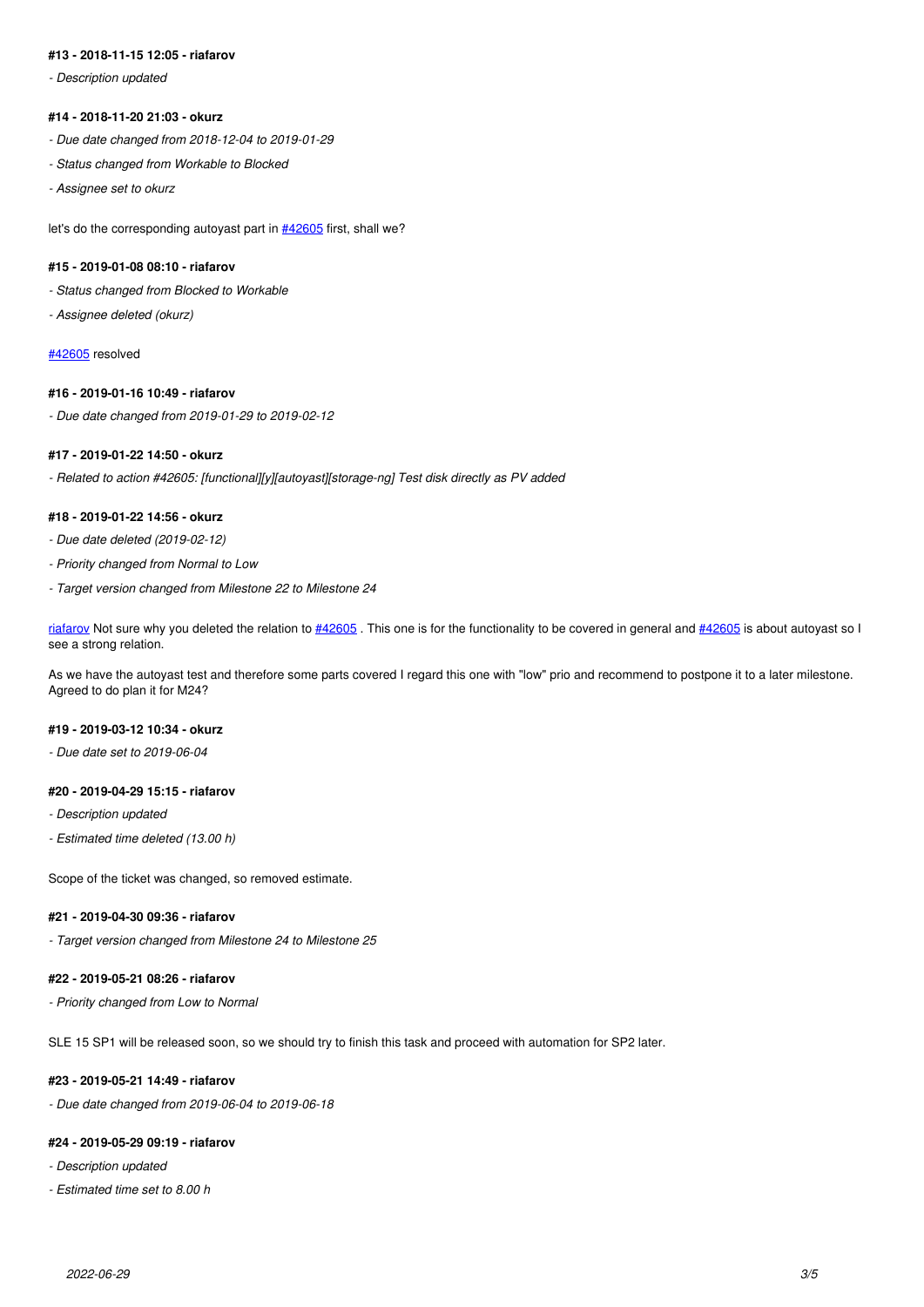#### #13 - 2018-11-15 12:05 - riafarov

*- Description updated*

#### #14 - 2018-11-20 21:03 - okurz

*- Due date changed from 2018-12-04 to 2019-01-29*

*- Status changed from Workable to Blocked*

*- Assignee set to okurz*

let's do the corresponding autoyast part in #42605 first, shall we?

#### #15 - 2019-01-08 08:10 - riafarov

*- Status changed from Blocked to Workable*

*- Assignee deleted (okurz)*

#42605 resolved

#### #16 - 2019-01-16 10:49 - riafarov

*- Due date changed from 2019-01-29 to 2019-02-12*

#### #17 - 2019-01-22 14:50 - okurz

*- Related to action #42605: [functional][y][autoyast][storage-ng] Test disk directly as PV added*

#### #18 - 2019-01-22 14:56 - okurz

*- Due date deleted (2019-02-12)*

*- Priority changed from Normal to Low*

*- Target version changed from Milestone 22 to Milestone 24*

riafarov Not sure why you deleted the relation to #42605 . This one is for the functionality to be covered in general and #42605 is about autoyast so I see a strong relation.

As we have the autoyast test and therefore some parts covered I regard this one with "low" prio and recommend to postpone it to a later milestone. Agreed to do plan it for M24?

#### #19 - 2019-03-12 10:34 - okurz

*- Due date set to 2019-06-04*

#### #20 - 2019-04-29 15:15 - riafarov

*- Description updated*

*- Estimated time deleted (13.00 h)*

Scope of the ticket was changed, so removed estimate.

#### #21 - 2019-04-30 09:36 - riafarov

*- Target version changed from Milestone 24 to Milestone 25*

#### #22 - 2019-05-21 08:26 - riafarov

*- Priority changed from Low to Normal*

SLE 15 SP1 will be released soon, so we should try to finish this task and proceed with automation for SP2 later.

#### #23 - 2019-05-21 14:49 - riafarov

*- Due date changed from 2019-06-04 to 2019-06-18*

#### #24 - 2019-05-29 09:19 - riafarov

*- Description updated*

*- Estimated time set to 8.00 h*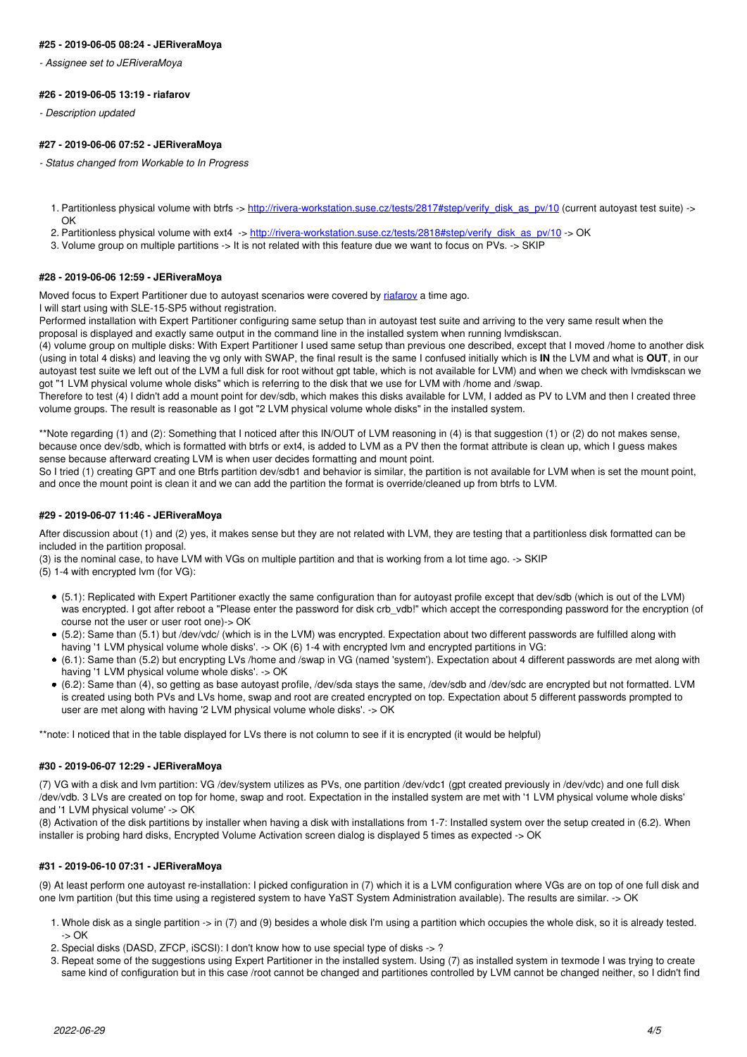#### #25 - 2019-06-05 08:24 - JERiveraMoya

*- Assignee set to JERiveraMoya*

#### #26 - 2019-06-05 13:19 - riafarov

*- Description updated*

#### #27 - 2019-06-06 07:52 - JERiveraMoya

*- Status changed from Workable to In Progress*

1. Partitionless physical volume with btrfs -> [http://rivera-workstation.suse.cz/tests/2817#step/verify_disk_as_pv/10](http://rivera-workstation.suse.cz/tests/2817#step/verify_disk_as_pv/10) (current autoyast test suite) -> OK
2. Partitionless physical volume with ext4 -> [http://rivera-workstation.suse.cz/tests/2818#step/verify_disk_as_pv/10](http://rivera-workstation.suse.cz/tests/2818#step/verify_disk_as_pv/10) -> OK
3. Volume group on multiple partitions -> It is not related with this feature due we want to focus on PVs. -> SKIP

#### #28 - 2019-06-06 12:59 - JERiveraMoya

Moved focus to Expert Partitioner due to autoyast scenarios were covered by riafarov a time ago.
I will start using with SLE-15-SP5 without registration.
Performed installation with Expert Partitioner configuring same setup than in autoyast test suite and arriving to the very same result when the proposal is displayed and exactly same output in the command line in the installed system when running lvmdiskscan.
(4) volume group on multiple disks: With Expert Partitioner I used same setup than previous one described, except that I moved /home to another disk (using in total 4 disks) and leaving the vg only with SWAP, the final result is the same I confused initially which is **IN** the LVM and what is **OUT**, in our autoyast test suite we left out of the LVM a full disk for root without gpt table, which is not available for LVM) and when we check with lvmdiskscan we got "1 LVM physical volume whole disks" which is referring to the disk that we use for LVM with /home and /swap.
Therefore to test (4) I didn't add a mount point for dev/sdb, which makes this disks available for LVM, I added as PV to LVM and then I created three volume groups. The result is reasonable as I got "2 LVM physical volume whole disks" in the installed system.

**Note regarding (1) and (2): Something that I noticed after this IN/OUT of LVM reasoning in (4) is that suggestion (1) or (2) do not makes sense, because once dev/sdb, which is formatted with btrfs or ext4, is added to LVM as a PV then the format attribute is clean up, which I guess makes sense because afterward creating LVM is when user decides formatting and mount point.
So I tried (1) creating GPT and one Btrfs partition dev/sdb1 and behavior is similar, the partition is not available for LVM when is set the mount point, and once the mount point is clean it and we can add the partition the format is override/cleaned up from btrfs to LVM.

#### #29 - 2019-06-07 11:46 - JERiveraMoya

After discussion about (1) and (2) yes, it makes sense but they are not related with LVM, they are testing that a partitionless disk formatted can be included in the partition proposal.
(3) is the nominal case, to have LVM with VGs on multiple partition and that is working from a lot time ago. -> SKIP
(5) 1-4 with encrypted lvm (for VG):

- (5.1): Replicated with Expert Partitioner exactly the same configuration than for autoyast profile except that dev/sdb (which is out of the LVM) was encrypted. I got after reboot a "Please enter the password for disk crb_vdb!" which accept the corresponding password for the encryption (of course not the user or user root one)-> OK
- (5.2): Same than (5.1) but /dev/vdc/ (which is in the LVM) was encrypted. Expectation about two different passwords are fulfilled along with having '1 LVM physical volume whole disks'. -> OK (6) 1-4 with encrypted lvm and encrypted partitions in VG:
- (6.1): Same than (5.2) but encrypting LVs /home and /swap in VG (named 'system'). Expectation about 4 different passwords are met along with having '1 LVM physical volume whole disks'. -> OK
- (6.2): Same than (4), so getting as base autoyast profile, /dev/sda stays the same, /dev/sdb and /dev/sdc are encrypted but not formatted. LVM is created using both PVs and LVs home, swap and root are created encrypted on top. Expectation about 5 different passwords prompted to user are met along with having '2 LVM physical volume whole disks'. -> OK

**note: I noticed that in the table displayed for LVs there is not column to see if it is encrypted (it would be helpful)

#### #30 - 2019-06-07 12:29 - JERiveraMoya

(7) VG with a disk and lvm partition: VG /dev/system utilizes as PVs, one partition /dev/vdc1 (gpt created previously in /dev/vdc) and one full disk /dev/vdb. 3 LVs are created on top for home, swap and root. Expectation in the installed system are met with '1 LVM physical volume whole disks' and '1 LVM physical volume' -> OK
(8) Activation of the disk partitions by installer when having a disk with installations from 1-7: Installed system over the setup created in (6.2). When installer is probing hard disks, Encrypted Volume Activation screen dialog is displayed 5 times as expected -> OK

#### #31 - 2019-06-10 07:31 - JERiveraMoya

(9) At least perform one autoyast re-installation: I picked configuration in (7) which it is a LVM configuration where VGs are on top of one full disk and one lvm partition (but this time using a registered system to have YaST System Administration available). The results are similar. -> OK

1. Whole disk as a single partition -> in (7) and (9) besides a whole disk I'm using a partition which occupies the whole disk, so it is already tested. -> OK
2. Special disks (DASD, ZFCP, iSCSI): I don't know how to use special type of disks -> ?
3. Repeat some of the suggestions using Expert Partitioner in the installed system. Using (7) as installed system in texmode I was trying to create same kind of configuration but in this case /root cannot be changed and partitiones controlled by LVM cannot be changed neither, so I didn't find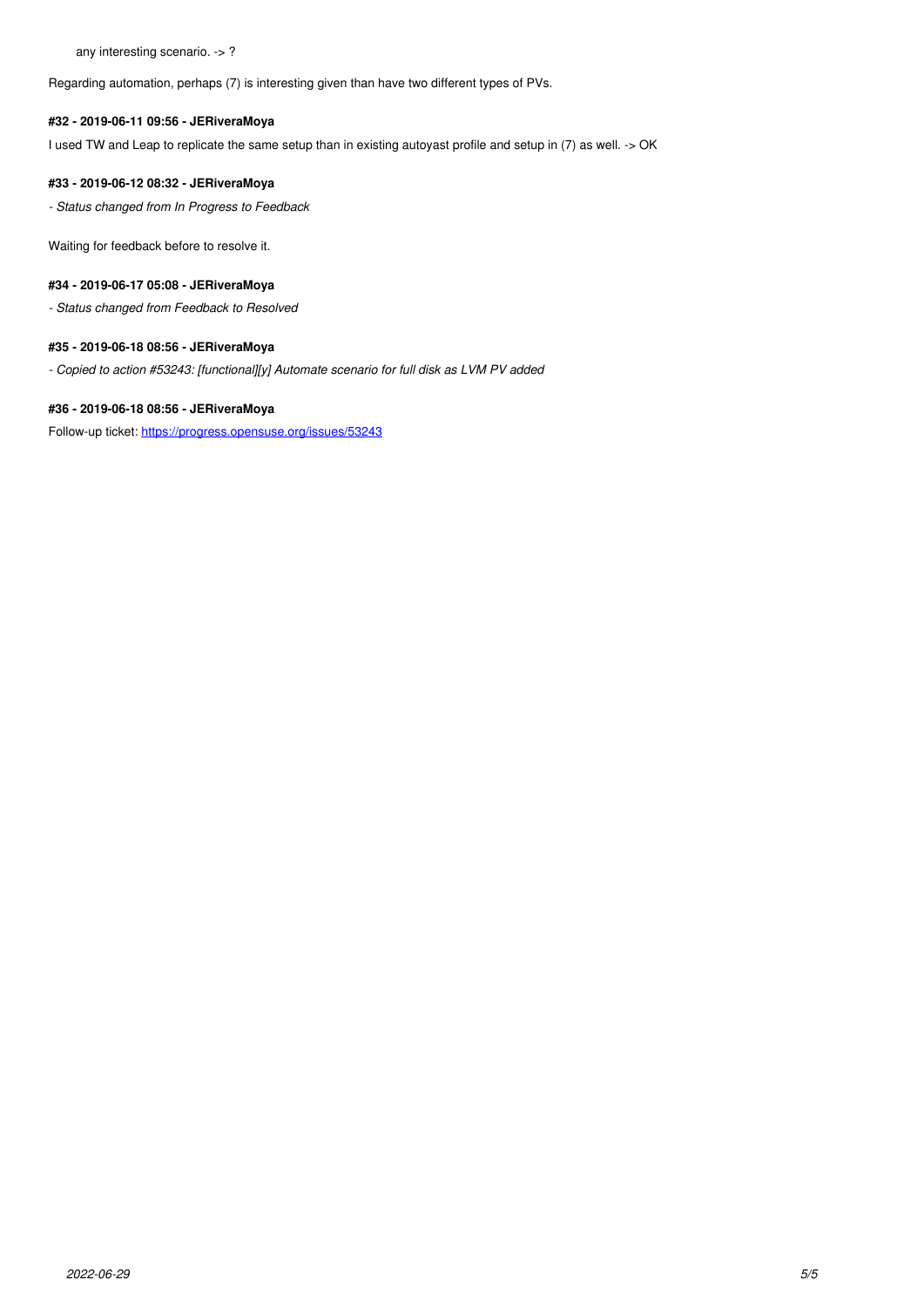any interesting scenario. -> ?

Regarding automation, perhaps (7) is interesting given than have two different types of PVs.

#### #32 - 2019-06-11 09:56 - JERiveraMoya

I used TW and Leap to replicate the same setup than in existing autoyast profile and setup in (7) as well. -> OK

#### #33 - 2019-06-12 08:32 - JERiveraMoya

*- Status changed from In Progress to Feedback*

Waiting for feedback before to resolve it.

#### #34 - 2019-06-17 05:08 - JERiveraMoya

*- Status changed from Feedback to Resolved*

#### #35 - 2019-06-18 08:56 - JERiveraMoya

*- Copied to action #53243: [functional][y] Automate scenario for full disk as LVM PV added*

#### #36 - 2019-06-18 08:56 - JERiveraMoya

Follow-up ticket: https://progress.opensuse.org/issues/53243